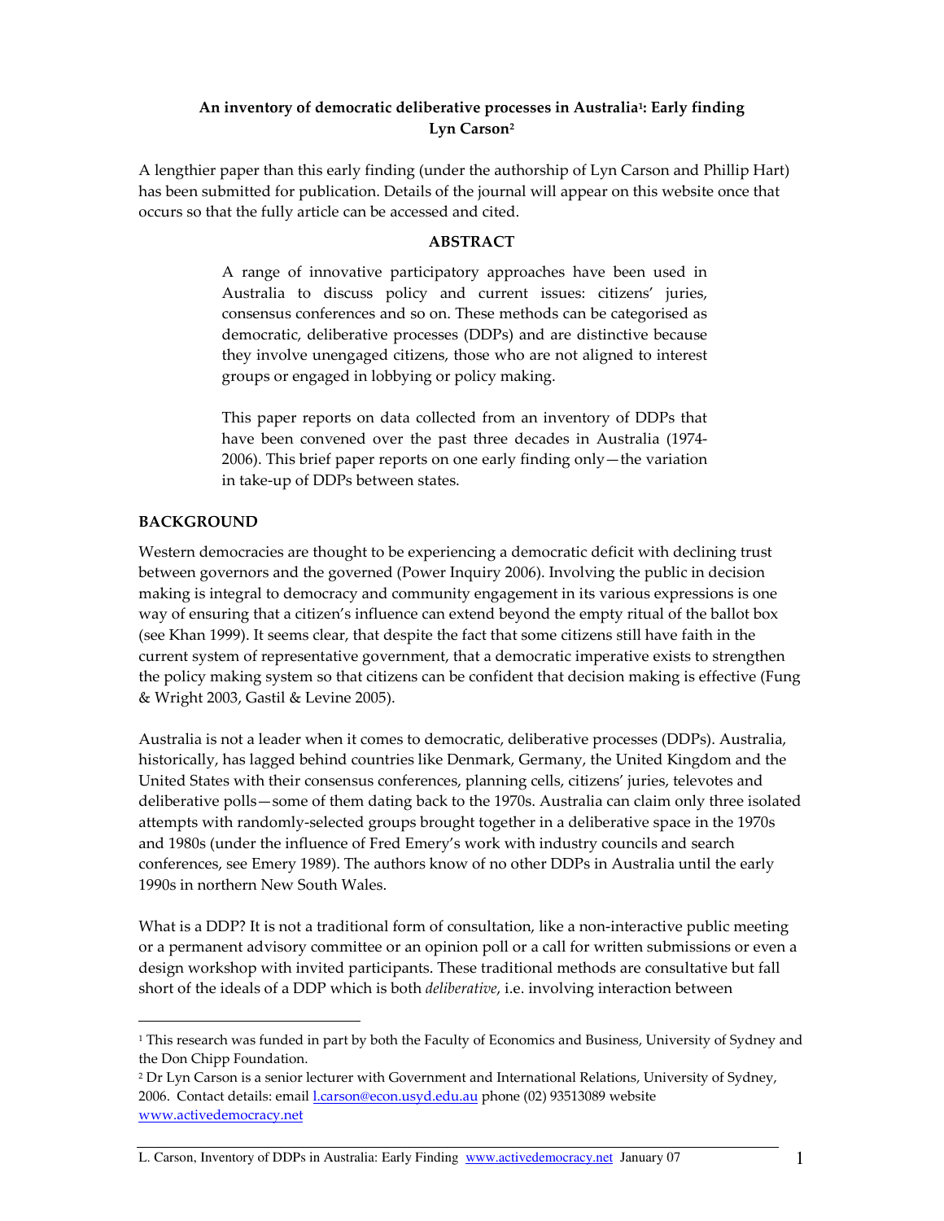# An inventory of democratic deliberative processes in Australia[1]: Early finding

**Lyn Carson[2]**

A lengthier paper than this early finding (under the authorship of Lyn Carson and Phillip Hart) has been submitted for publication. Details of the journal will appear on this website once that occurs so that the fully article can be accessed and cited.

## ABSTRACT

> A range of innovative participatory approaches have been used in Australia to discuss policy and current issues: citizens' juries, consensus conferences and so on. These methods can be categorised as democratic, deliberative processes (DDPs) and are distinctive because they involve unengaged citizens, those who are not aligned to interest groups or engaged in lobbying or policy making.
>
> This paper reports on data collected from an inventory of DDPs that have been convened over the past three decades in Australia (1974-2006). This brief paper reports on one early finding only—the variation in take-up of DDPs between states.

## BACKGROUND

Western democracies are thought to be experiencing a democratic deficit with declining trust between governors and the governed (Power Inquiry 2006). Involving the public in decision making is integral to democracy and community engagement in its various expressions is one way of ensuring that a citizen's influence can extend beyond the empty ritual of the ballot box (see Khan 1999). It seems clear, that despite the fact that some citizens still have faith in the current system of representative government, that a democratic imperative exists to strengthen the policy making system so that citizens can be confident that decision making is effective (Fung & Wright 2003, Gastil & Levine 2005).

Australia is not a leader when it comes to democratic, deliberative processes (DDPs). Australia, historically, has lagged behind countries like Denmark, Germany, the United Kingdom and the United States with their consensus conferences, planning cells, citizens' juries, televotes and deliberative polls—some of them dating back to the 1970s. Australia can claim only three isolated attempts with randomly-selected groups brought together in a deliberative space in the 1970s and 1980s (under the influence of Fred Emery's work with industry councils and search conferences, see Emery 1989). The authors know of no other DDPs in Australia until the early 1990s in northern New South Wales.

What is a DDP? It is not a traditional form of consultation, like a non-interactive public meeting or a permanent advisory committee or an opinion poll or a call for written submissions or even a design workshop with invited participants. These traditional methods are consultative but fall short of the ideals of a DDP which is both *deliberative*, i.e. involving interaction between

---

[1] This research was funded in part by both the Faculty of Economics and Business, University of Sydney and the Don Chipp Foundation.

[2] Dr Lyn Carson is a senior lecturer with Government and International Relations, University of Sydney, 2006. Contact details: email l.carson@econ.usyd.edu.au phone (02) 93513089 website www.activedemocracy.net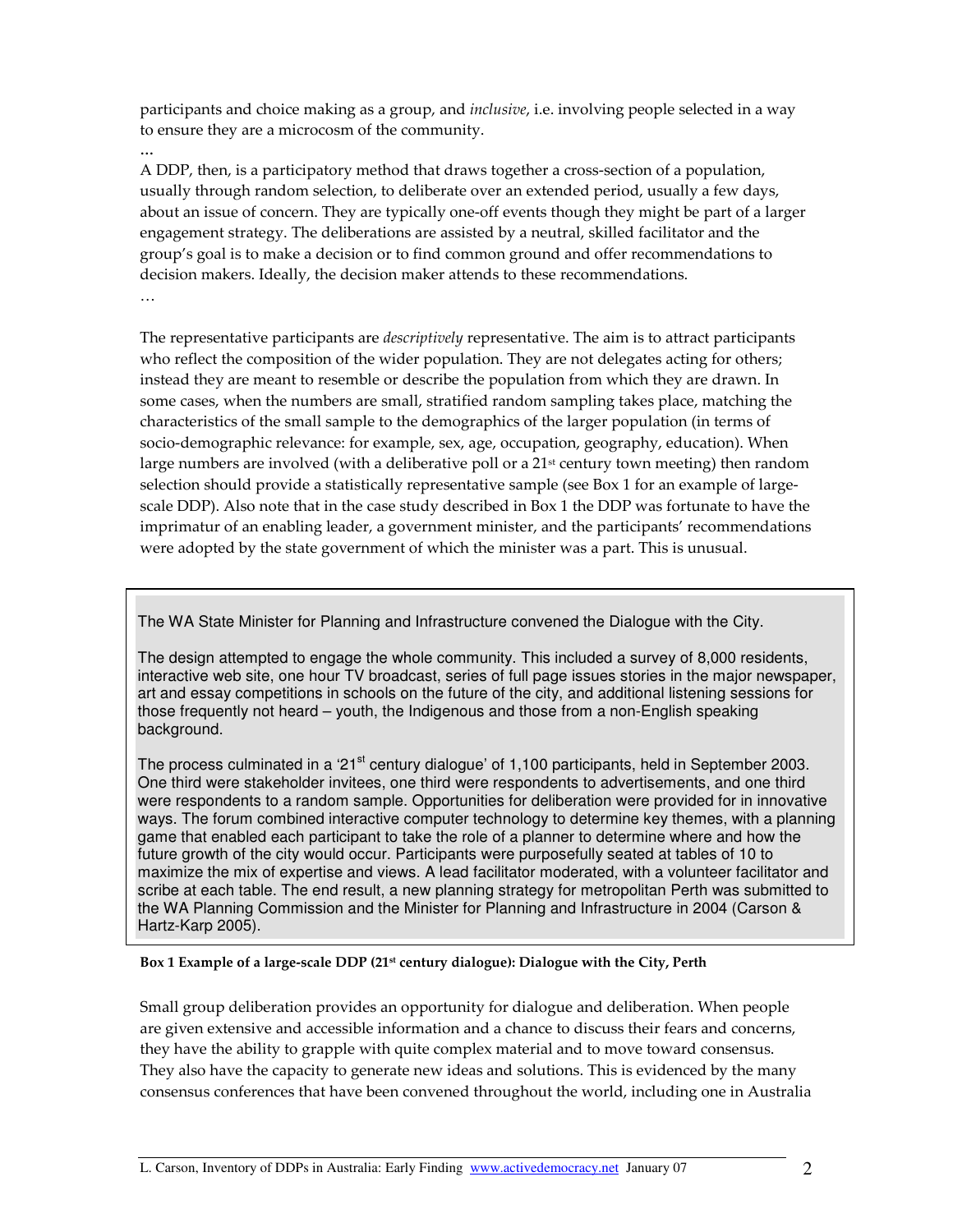participants and choice making as a group, and *inclusive*, i.e. involving people selected in a way to ensure they are a microcosm of the community.

...

A DDP, then, is a participatory method that draws together a cross-section of a population, usually through random selection, to deliberate over an extended period, usually a few days, about an issue of concern. They are typically one-off events though they might be part of a larger engagement strategy. The deliberations are assisted by a neutral, skilled facilitator and the group's goal is to make a decision or to find common ground and offer recommendations to decision makers. Ideally, the decision maker attends to these recommendations.

…

The representative participants are *descriptively* representative. The aim is to attract participants who reflect the composition of the wider population. They are not delegates acting for others; instead they are meant to resemble or describe the population from which they are drawn. In some cases, when the numbers are small, stratified random sampling takes place, matching the characteristics of the small sample to the demographics of the larger population (in terms of socio-demographic relevance: for example, sex, age, occupation, geography, education). When large numbers are involved (with a deliberative poll or a 21st century town meeting) then random selection should provide a statistically representative sample (see Box 1 for an example of large-scale DDP). Also note that in the case study described in Box 1 the DDP was fortunate to have the imprimatur of an enabling leader, a government minister, and the participants' recommendations were adopted by the state government of which the minister was a part. This is unusual.

> The WA State Minister for Planning and Infrastructure convened the Dialogue with the City.
>
> The design attempted to engage the whole community. This included a survey of 8,000 residents, interactive web site, one hour TV broadcast, series of full page issues stories in the major newspaper, art and essay competitions in schools on the future of the city, and additional listening sessions for those frequently not heard – youth, the Indigenous and those from a non-English speaking background.
>
> The process culminated in a '21st century dialogue' of 1,100 participants, held in September 2003. One third were stakeholder invitees, one third were respondents to advertisements, and one third were respondents to a random sample. Opportunities for deliberation were provided for in innovative ways. The forum combined interactive computer technology to determine key themes, with a planning game that enabled each participant to take the role of a planner to determine where and how the future growth of the city would occur. Participants were purposefully seated at tables of 10 to maximize the mix of expertise and views. A lead facilitator moderated, with a volunteer facilitator and scribe at each table. The end result, a new planning strategy for metropolitan Perth was submitted to the WA Planning Commission and the Minister for Planning and Infrastructure in 2004 (Carson & Hartz-Karp 2005).

**Box 1 Example of a large-scale DDP (21st century dialogue): Dialogue with the City, Perth**

Small group deliberation provides an opportunity for dialogue and deliberation. When people are given extensive and accessible information and a chance to discuss their fears and concerns, they have the ability to grapple with quite complex material and to move toward consensus. They also have the capacity to generate new ideas and solutions. This is evidenced by the many consensus conferences that have been convened throughout the world, including one in Australia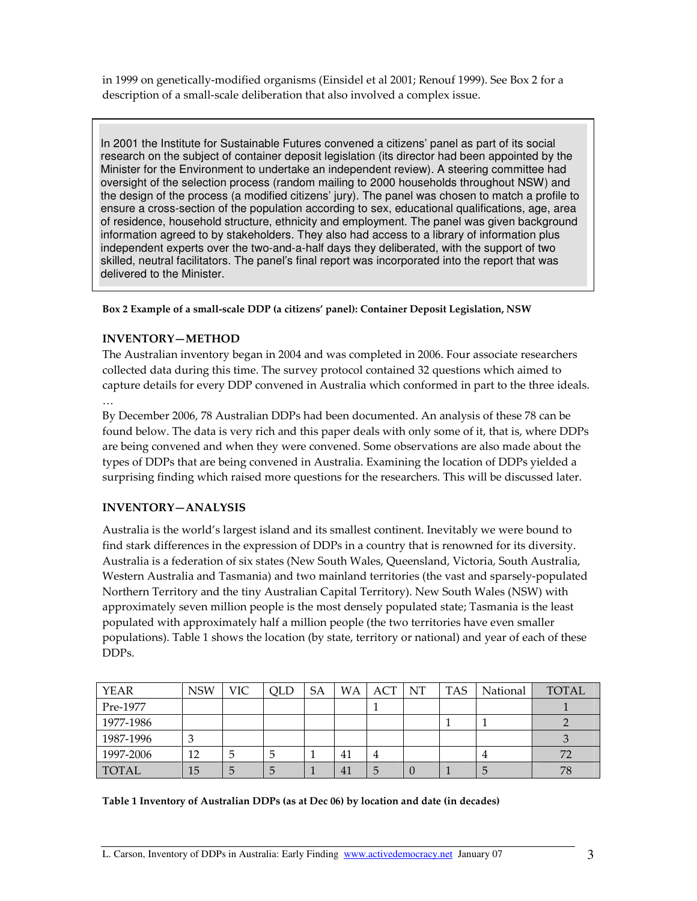in 1999 on genetically-modified organisms (Einsidel et al 2001; Renouf 1999). See Box 2 for a description of a small-scale deliberation that also involved a complex issue.

> In 2001 the Institute for Sustainable Futures convened a citizens' panel as part of its social research on the subject of container deposit legislation (its director had been appointed by the Minister for the Environment to undertake an independent review). A steering committee had oversight of the selection process (random mailing to 2000 households throughout NSW) and the design of the process (a modified citizens' jury). The panel was chosen to match a profile to ensure a cross-section of the population according to sex, educational qualifications, age, area of residence, household structure, ethnicity and employment. The panel was given background information agreed to by stakeholders. They also had access to a library of information plus independent experts over the two-and-a-half days they deliberated, with the support of two skilled, neutral facilitators. The panel's final report was incorporated into the report that was delivered to the Minister.

**Box 2 Example of a small-scale DDP (a citizens' panel): Container Deposit Legislation, NSW**

## INVENTORY—METHOD

The Australian inventory began in 2004 and was completed in 2006. Four associate researchers collected data during this time. The survey protocol contained 32 questions which aimed to capture details for every DDP convened in Australia which conformed in part to the three ideals. …

By December 2006, 78 Australian DDPs had been documented. An analysis of these 78 can be found below. The data is very rich and this paper deals with only some of it, that is, where DDPs are being convened and when they were convened. Some observations are also made about the types of DDPs that are being convened in Australia. Examining the location of DDPs yielded a surprising finding which raised more questions for the researchers. This will be discussed later.

## INVENTORY—ANALYSIS

Australia is the world's largest island and its smallest continent. Inevitably we were bound to find stark differences in the expression of DDPs in a country that is renowned for its diversity. Australia is a federation of six states (New South Wales, Queensland, Victoria, South Australia, Western Australia and Tasmania) and two mainland territories (the vast and sparsely-populated Northern Territory and the tiny Australian Capital Territory). New South Wales (NSW) with approximately seven million people is the most densely populated state; Tasmania is the least populated with approximately half a million people (the two territories have even smaller populations). Table 1 shows the location (by state, territory or national) and year of each of these DDPs.

| YEAR | NSW | VIC | QLD | SA | WA | ACT | NT | TAS | National | TOTAL |
|---|---|---|---|---|---|---|---|---|---|---|
| Pre-1977 | | | | | | 1 | | | | 1 |
| 1977-1986 | | | | | | | | 1 | 1 | 2 |
| 1987-1996 | 3 | | | | | | | | | 3 |
| 1997-2006 | 12 | 5 | 5 | 1 | 41 | 4 | | | 4 | 72 |
| TOTAL | 15 | 5 | 5 | 1 | 41 | 5 | 0 | 1 | 5 | 78 |

**Table 1 Inventory of Australian DDPs (as at Dec 06) by location and date (in decades)**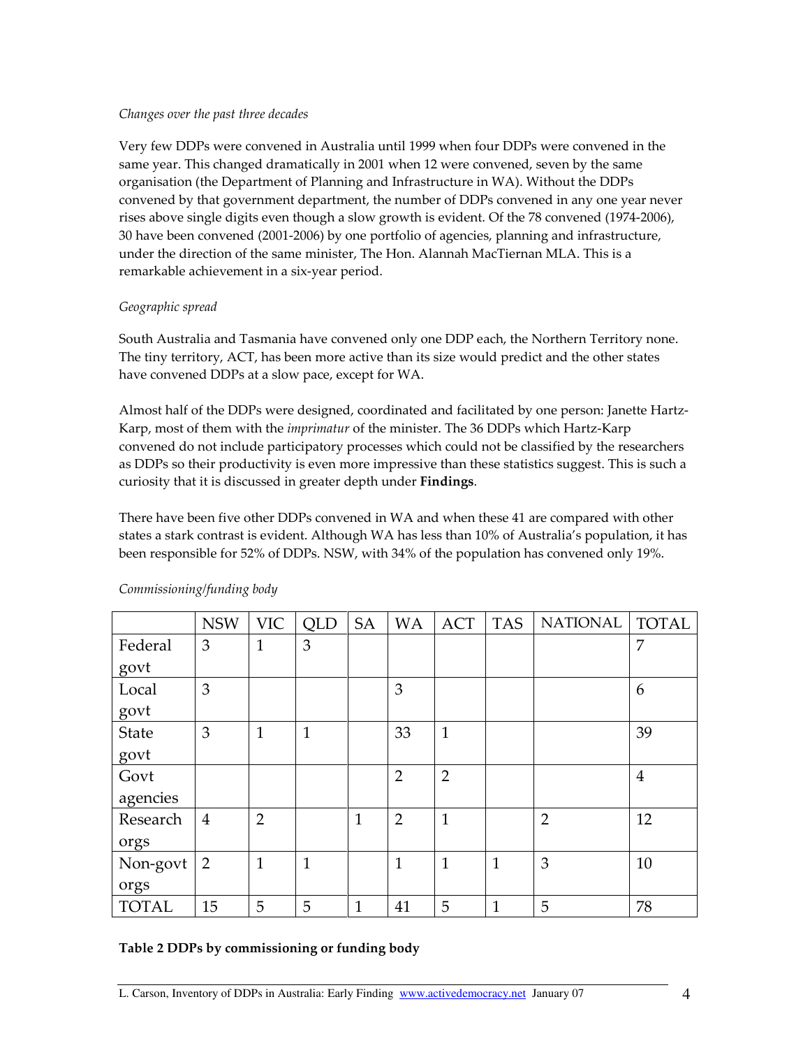*Changes over the past three decades*

Very few DDPs were convened in Australia until 1999 when four DDPs were convened in the same year. This changed dramatically in 2001 when 12 were convened, seven by the same organisation (the Department of Planning and Infrastructure in WA). Without the DDPs convened by that government department, the number of DDPs convened in any one year never rises above single digits even though a slow growth is evident. Of the 78 convened (1974-2006), 30 have been convened (2001-2006) by one portfolio of agencies, planning and infrastructure, under the direction of the same minister, The Hon. Alannah MacTiernan MLA. This is a remarkable achievement in a six-year period.

*Geographic spread*

South Australia and Tasmania have convened only one DDP each, the Northern Territory none. The tiny territory, ACT, has been more active than its size would predict and the other states have convened DDPs at a slow pace, except for WA.

Almost half of the DDPs were designed, coordinated and facilitated by one person: Janette Hartz-Karp, most of them with the *imprimatur* of the minister. The 36 DDPs which Hartz-Karp convened do not include participatory processes which could not be classified by the researchers as DDPs so their productivity is even more impressive than these statistics suggest. This is such a curiosity that it is discussed in greater depth under **Findings**.

There have been five other DDPs convened in WA and when these 41 are compared with other states a stark contrast is evident. Although WA has less than 10% of Australia's population, it has been responsible for 52% of DDPs. NSW, with 34% of the population has convened only 19%.

*Commissioning/funding body*

| | NSW | VIC | QLD | SA | WA | ACT | TAS | NATIONAL | TOTAL |
|---|---|---|---|---|---|---|---|---|---|
| Federal govt | 3 | 1 | 3 | | | | | | 7 |
| Local govt | 3 | | | | 3 | | | | 6 |
| State govt | 3 | 1 | 1 | | 33 | 1 | | | 39 |
| Govt agencies | | | | | 2 | 2 | | | 4 |
| Research orgs | 4 | 2 | | 1 | 2 | 1 | | 2 | 12 |
| Non-govt orgs | 2 | 1 | 1 | | 1 | 1 | 1 | 3 | 10 |
| TOTAL | 15 | 5 | 5 | 1 | 41 | 5 | 1 | 5 | 78 |

**Table 2 DDPs by commissioning or funding body**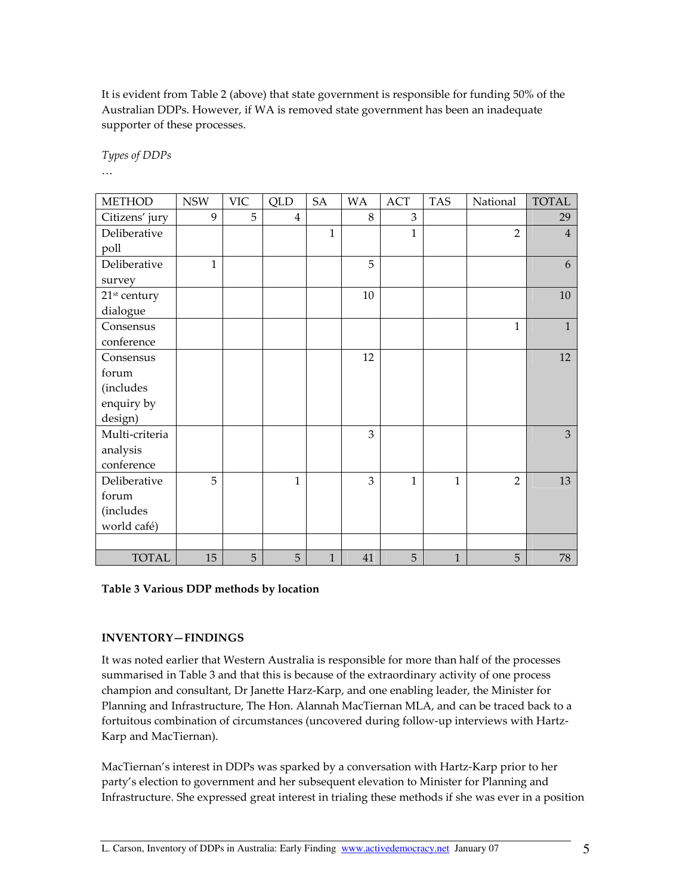It is evident from Table 2 (above) that state government is responsible for funding 50% of the Australian DDPs. However, if WA is removed state government has been an inadequate supporter of these processes.

*Types of DDPs*

…

| METHOD | NSW | VIC | QLD | SA | WA | ACT | TAS | National | TOTAL |
|---|---|---|---|---|---|---|---|---|---|
| Citizens' jury | 9 | 5 | 4 | | 8 | 3 | | | 29 |
| Deliberative poll | | | | 1 | | 1 | | 2 | 4 |
| Deliberative survey | 1 | | | | 5 | | | | 6 |
| 21st century dialogue | | | | | 10 | | | | 10 |
| Consensus conference | | | | | | | | 1 | 1 |
| Consensus forum (includes enquiry by design) | | | | | 12 | | | | 12 |
| Multi-criteria analysis conference | | | | | 3 | | | | 3 |
| Deliberative forum (includes world café) | 5 | | 1 | | 3 | 1 | 1 | 2 | 13 |
| | | | | | | | | | |
| TOTAL | 15 | 5 | 5 | 1 | 41 | 5 | 1 | 5 | 78 |

**Table 3 Various DDP methods by location**

## INVENTORY—FINDINGS

It was noted earlier that Western Australia is responsible for more than half of the processes summarised in Table 3 and that this is because of the extraordinary activity of one process champion and consultant, Dr Janette Harz-Karp, and one enabling leader, the Minister for Planning and Infrastructure, The Hon. Alannah MacTiernan MLA, and can be traced back to a fortuitous combination of circumstances (uncovered during follow-up interviews with Hartz-Karp and MacTiernan).

MacTiernan's interest in DDPs was sparked by a conversation with Hartz-Karp prior to her party's election to government and her subsequent elevation to Minister for Planning and Infrastructure. She expressed great interest in trialing these methods if she was ever in a position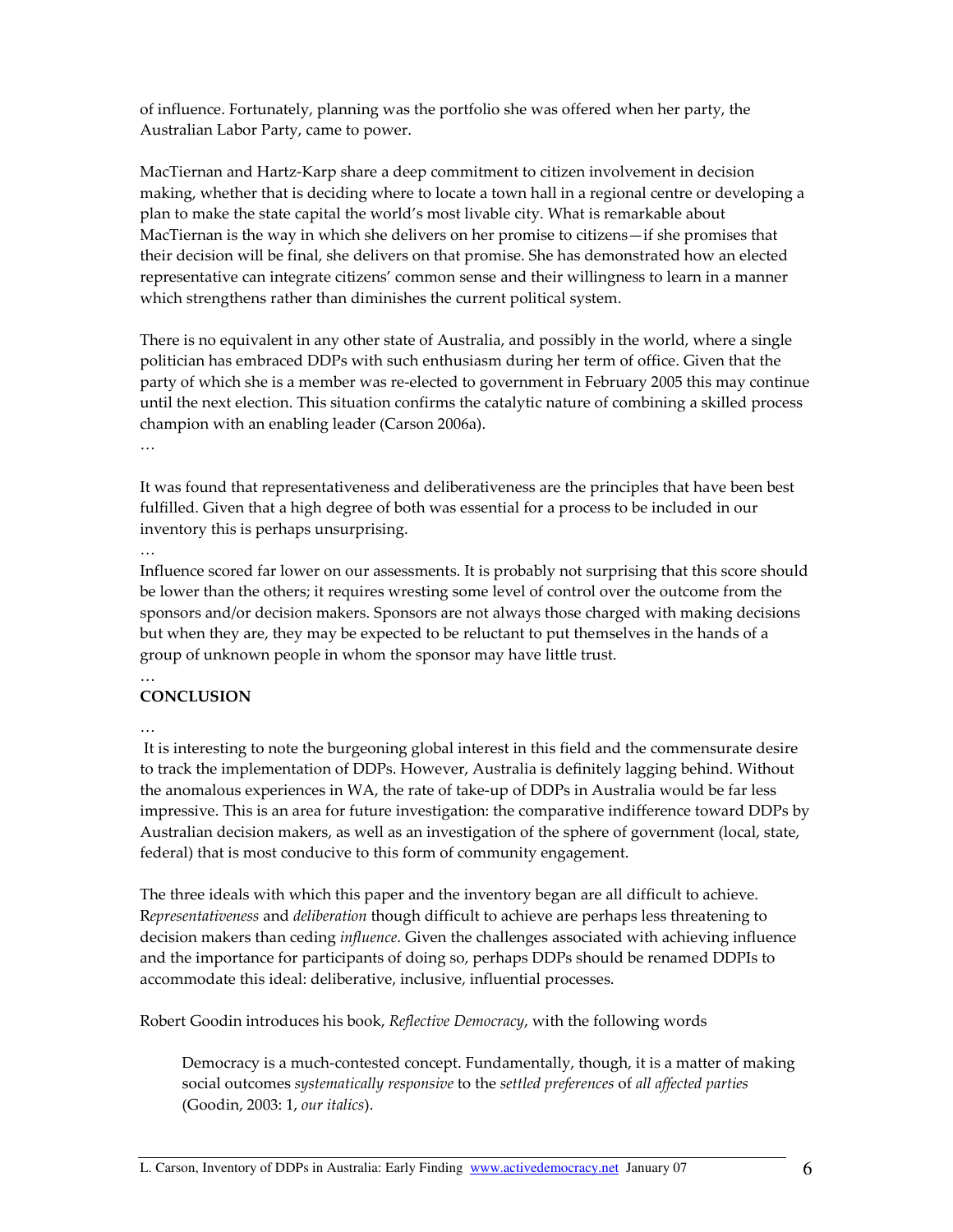of influence. Fortunately, planning was the portfolio she was offered when her party, the Australian Labor Party, came to power.

MacTiernan and Hartz-Karp share a deep commitment to citizen involvement in decision making, whether that is deciding where to locate a town hall in a regional centre or developing a plan to make the state capital the world's most livable city. What is remarkable about MacTiernan is the way in which she delivers on her promise to citizens—if she promises that their decision will be final, she delivers on that promise. She has demonstrated how an elected representative can integrate citizens' common sense and their willingness to learn in a manner which strengthens rather than diminishes the current political system.

There is no equivalent in any other state of Australia, and possibly in the world, where a single politician has embraced DDPs with such enthusiasm during her term of office. Given that the party of which she is a member was re-elected to government in February 2005 this may continue until the next election. This situation confirms the catalytic nature of combining a skilled process champion with an enabling leader (Carson 2006a).

…

It was found that representativeness and deliberativeness are the principles that have been best fulfilled. Given that a high degree of both was essential for a process to be included in our inventory this is perhaps unsurprising.

…

Influence scored far lower on our assessments. It is probably not surprising that this score should be lower than the others; it requires wresting some level of control over the outcome from the sponsors and/or decision makers. Sponsors are not always those charged with making decisions but when they are, they may be expected to be reluctant to put themselves in the hands of a group of unknown people in whom the sponsor may have little trust.

…

**CONCLUSION**

…

It is interesting to note the burgeoning global interest in this field and the commensurate desire to track the implementation of DDPs. However, Australia is definitely lagging behind. Without the anomalous experiences in WA, the rate of take-up of DDPs in Australia would be far less impressive. This is an area for future investigation: the comparative indifference toward DDPs by Australian decision makers, as well as an investigation of the sphere of government (local, state, federal) that is most conducive to this form of community engagement.

The three ideals with which this paper and the inventory began are all difficult to achieve. R*epresentativeness* and *deliberation* though difficult to achieve are perhaps less threatening to decision makers than ceding *influence*. Given the challenges associated with achieving influence and the importance for participants of doing so, perhaps DDPs should be renamed DDPIs to accommodate this ideal: deliberative, inclusive, influential processes.

Robert Goodin introduces his book, *Reflective Democracy*, with the following words

> Democracy is a much-contested concept. Fundamentally, though, it is a matter of making social outcomes *systematically responsive* to the *settled preferences* of *all affected parties* (Goodin, 2003: 1, *our italics*).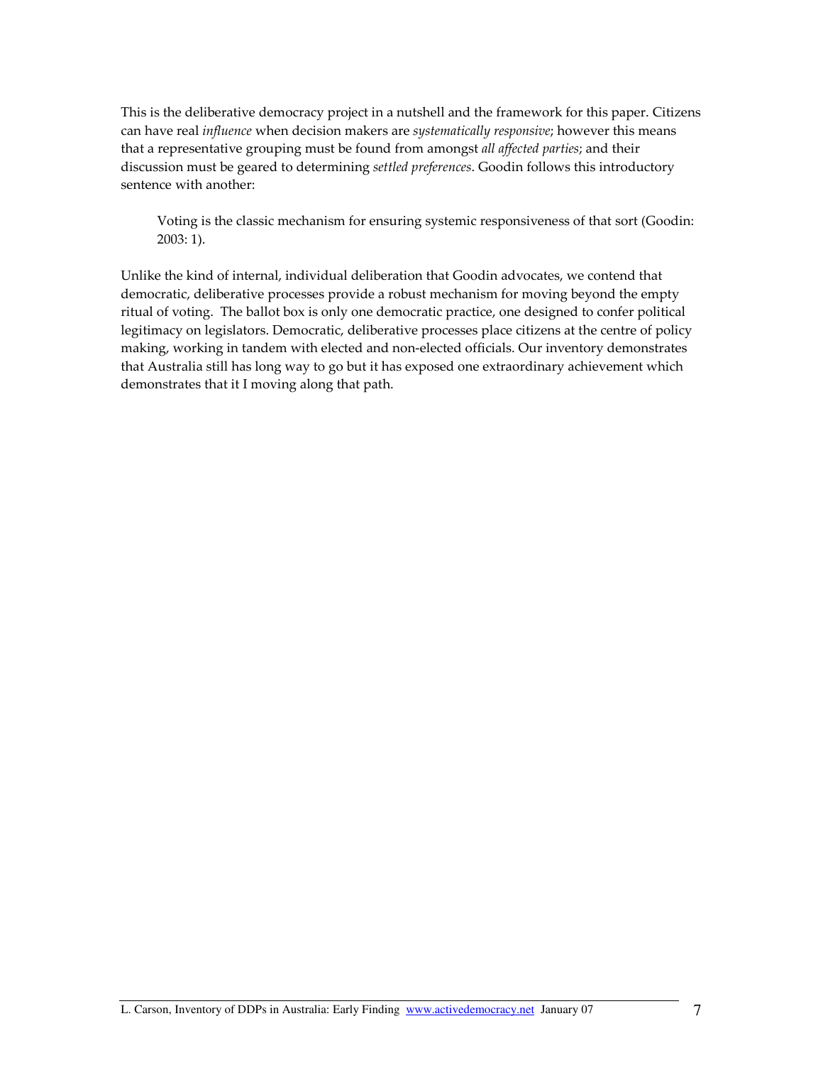This is the deliberative democracy project in a nutshell and the framework for this paper. Citizens can have real *influence* when decision makers are *systematically responsive*; however this means that a representative grouping must be found from amongst *all affected parties*; and their discussion must be geared to determining *settled preferences*. Goodin follows this introductory sentence with another:

> Voting is the classic mechanism for ensuring systemic responsiveness of that sort (Goodin: 2003: 1).

Unlike the kind of internal, individual deliberation that Goodin advocates, we contend that democratic, deliberative processes provide a robust mechanism for moving beyond the empty ritual of voting. The ballot box is only one democratic practice, one designed to confer political legitimacy on legislators. Democratic, deliberative processes place citizens at the centre of policy making, working in tandem with elected and non-elected officials. Our inventory demonstrates that Australia still has long way to go but it has exposed one extraordinary achievement which demonstrates that it I moving along that path.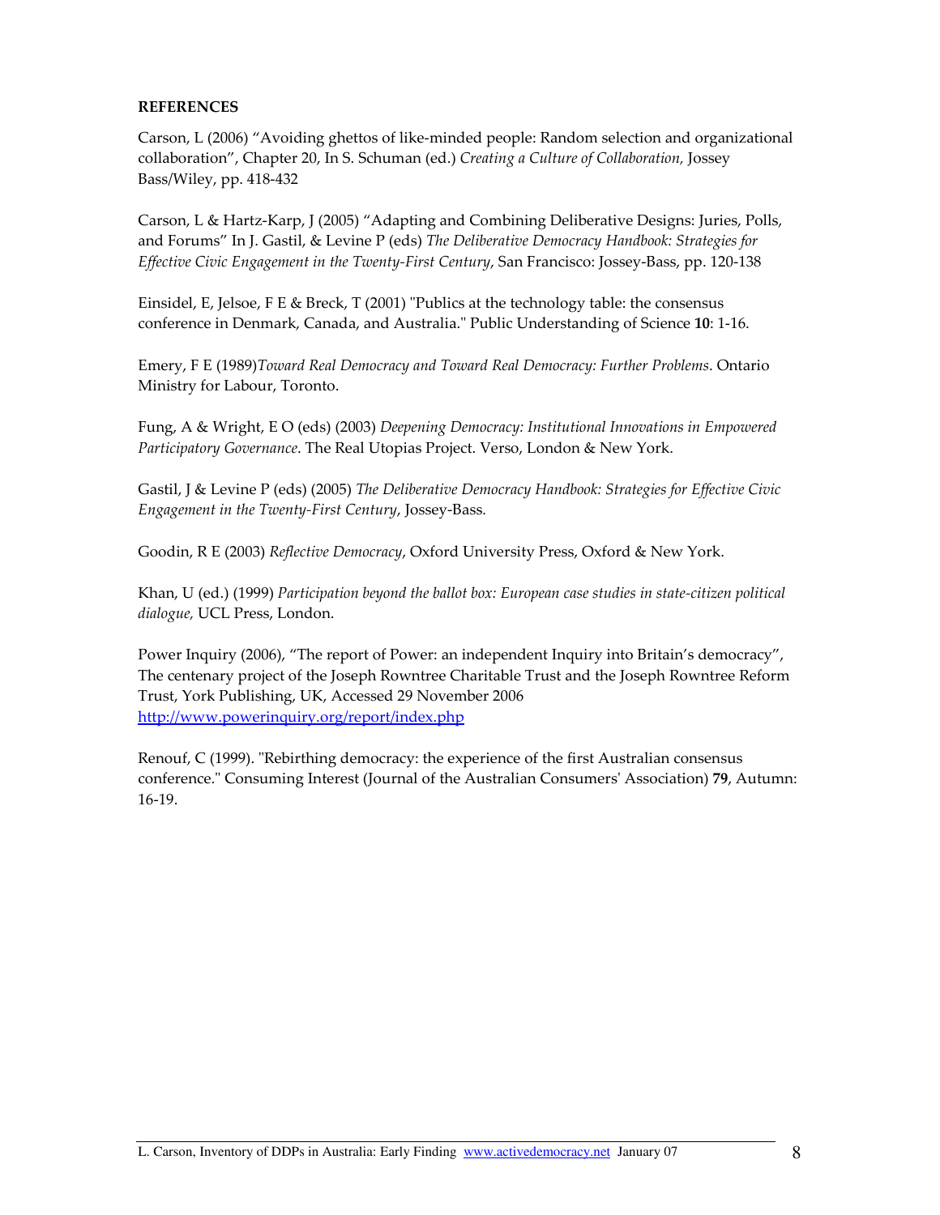**REFERENCES**

Carson, L (2006) "Avoiding ghettos of like-minded people: Random selection and organizational collaboration", Chapter 20, In S. Schuman (ed.) *Creating a Culture of Collaboration,* Jossey Bass/Wiley, pp. 418-432

Carson, L & Hartz-Karp, J (2005) "Adapting and Combining Deliberative Designs: Juries, Polls, and Forums" In J. Gastil, & Levine P (eds) *The Deliberative Democracy Handbook: Strategies for Effective Civic Engagement in the Twenty-First Century*, San Francisco: Jossey-Bass, pp. 120-138

Einsidel, E, Jelsoe, F E & Breck, T (2001) "Publics at the technology table: the consensus conference in Denmark, Canada, and Australia." Public Understanding of Science **10**: 1-16.

Emery, F E (1989)*Toward Real Democracy and Toward Real Democracy: Further Problems*. Ontario Ministry for Labour, Toronto.

Fung, A & Wright, E O (eds) (2003) *Deepening Democracy: Institutional Innovations in Empowered Participatory Governance*. The Real Utopias Project. Verso, London & New York.

Gastil, J & Levine P (eds) (2005) *The Deliberative Democracy Handbook: Strategies for Effective Civic Engagement in the Twenty-First Century*, Jossey-Bass.

Goodin, R E (2003) *Reflective Democracy*, Oxford University Press, Oxford & New York.

Khan, U (ed.) (1999) *Participation beyond the ballot box: European case studies in state-citizen political dialogue,* UCL Press, London.

Power Inquiry (2006), "The report of Power: an independent Inquiry into Britain's democracy", The centenary project of the Joseph Rowntree Charitable Trust and the Joseph Rowntree Reform Trust, York Publishing, UK, Accessed 29 November 2006 http://www.powerinquiry.org/report/index.php

Renouf, C (1999). "Rebirthing democracy: the experience of the first Australian consensus conference." Consuming Interest (Journal of the Australian Consumers' Association) **79**, Autumn: 16-19.